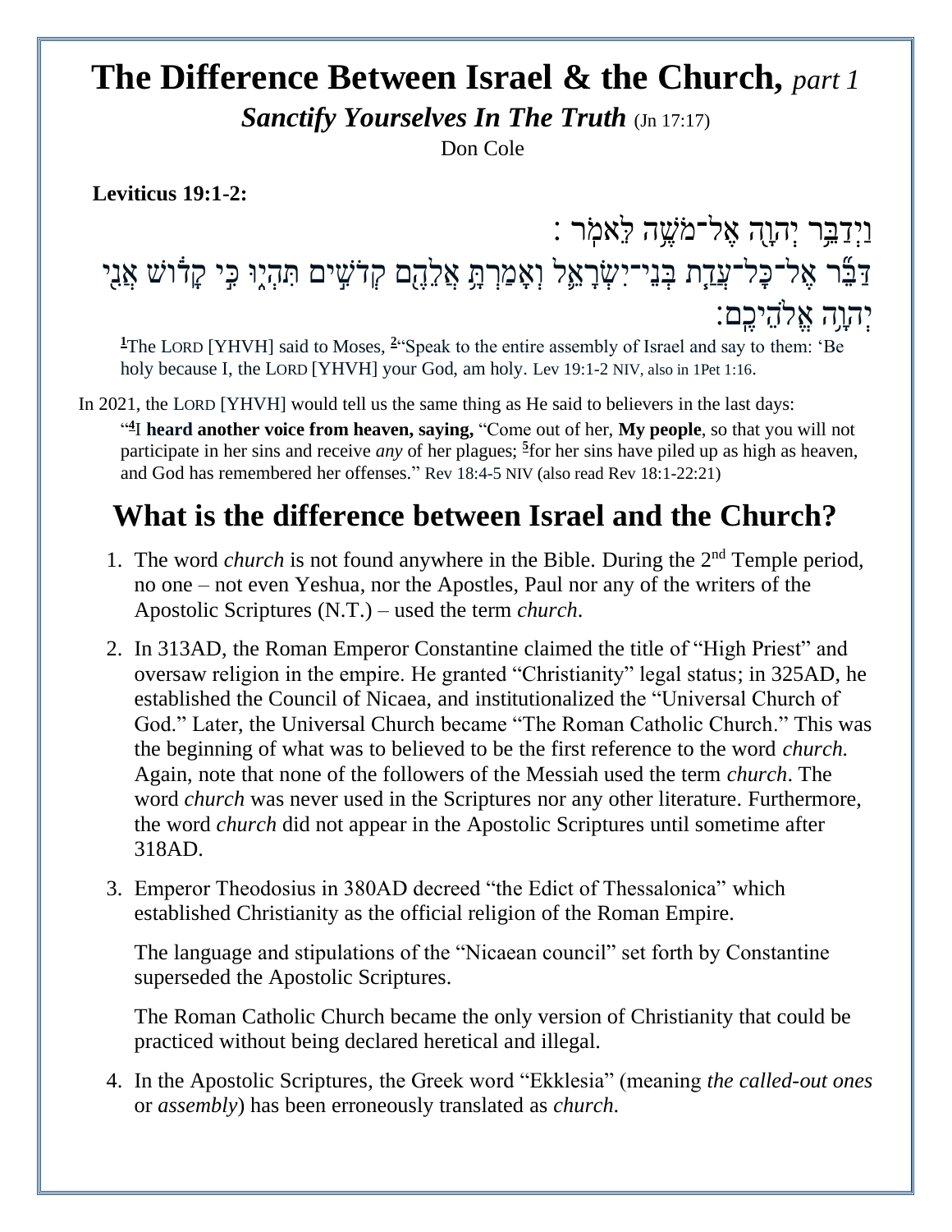# The Difference Between Israel & the Church, *part 1*

***Sanctify Yourselves In The Truth*** (Jn 17:17)

Don Cole

**Leviticus 19:1-2:**

וַיְדַבֵּר יְהוָה אֶל־מֹשֶׁה לֵּאמֹר׃
דַּבֵּר אֶל־כָּל־עֲדַת בְּנֵי־יִשְׂרָאֵל וְאָמַרְתָּ אֲלֵהֶם קְדֹשִׁים תִּהְיוּ כִּי קָדוֹשׁ אֲנִי יְהוָה אֱלֹהֵיכֶם׃

[1]The LORD [YHVH] said to Moses, [2]"Speak to the entire assembly of Israel and say to them: 'Be holy because I, the LORD [YHVH] your God, am holy. Lev 19:1-2 NIV, also in 1Pet 1:16.

In 2021, the LORD [YHVH] would tell us the same thing as He said to believers in the last days:

"[4]I **heard another voice from heaven, saying,** "Come out of her, **My people**, so that you will not participate in her sins and receive *any* of her plagues; [5]for her sins have piled up as high as heaven, and God has remembered her offenses." Rev 18:4-5 NIV (also read Rev 18:1-22:21)

## What is the difference between Israel and the Church?

1. The word *church* is not found anywhere in the Bible. During the 2nd Temple period, no one – not even Yeshua, nor the Apostles, Paul nor any of the writers of the Apostolic Scriptures (N.T.) – used the term *church*.
2. In 313AD, the Roman Emperor Constantine claimed the title of "High Priest" and oversaw religion in the empire. He granted "Christianity" legal status; in 325AD, he established the Council of Nicaea, and institutionalized the "Universal Church of God." Later, the Universal Church became "The Roman Catholic Church." This was the beginning of what was to believed to be the first reference to the word *church.* Again, note that none of the followers of the Messiah used the term *church*. The word *church* was never used in the Scriptures nor any other literature. Furthermore, the word *church* did not appear in the Apostolic Scriptures until sometime after 318AD.
3. Emperor Theodosius in 380AD decreed "the Edict of Thessalonica" which established Christianity as the official religion of the Roman Empire.

   The language and stipulations of the "Nicaean council" set forth by Constantine superseded the Apostolic Scriptures.

   The Roman Catholic Church became the only version of Christianity that could be practiced without being declared heretical and illegal.
4. In the Apostolic Scriptures, the Greek word "Ekklesia" (meaning *the called-out ones* or *assembly*) has been erroneously translated as *church.*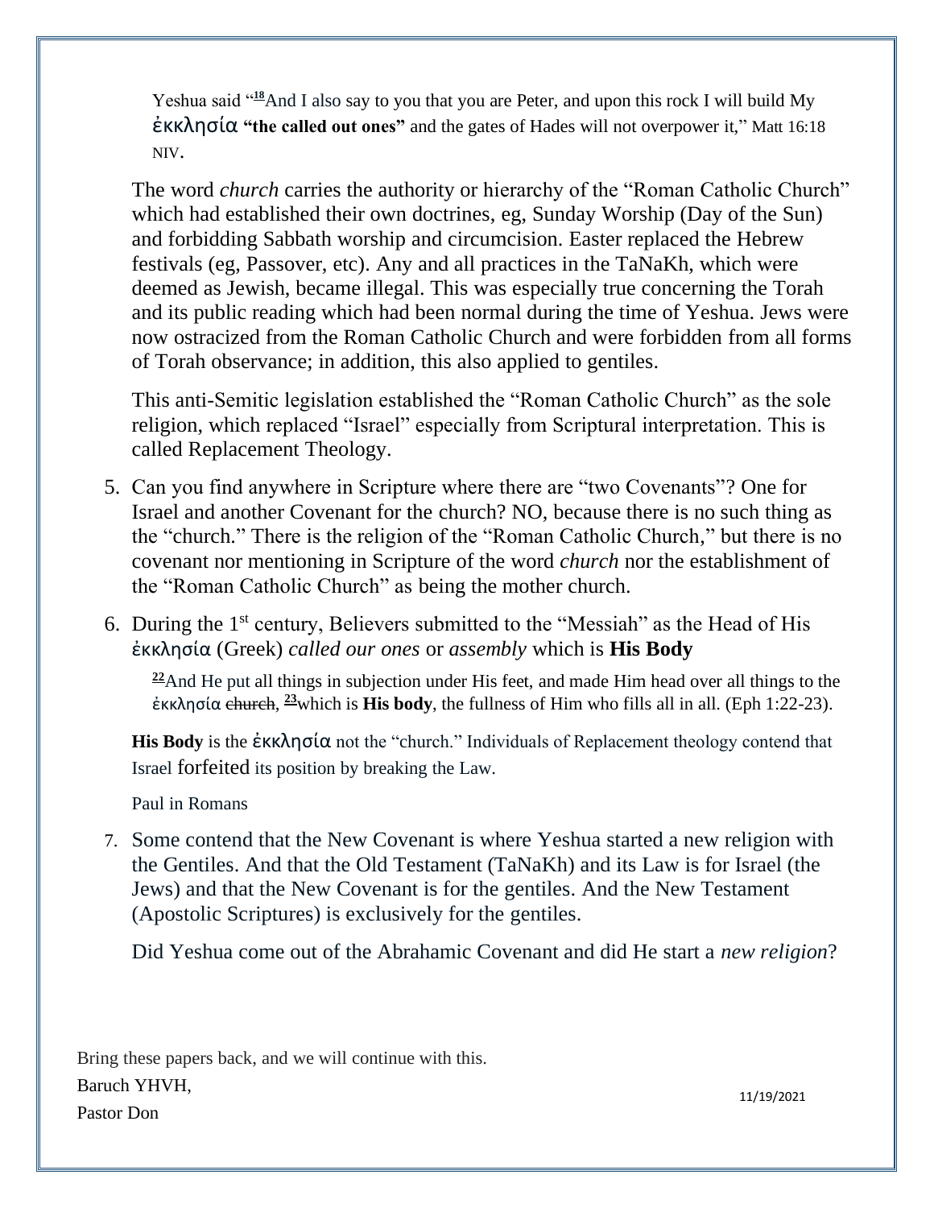Yeshua said "[18]And I also say to you that you are Peter, and upon this rock I will build My ἐκκλησία **"the called out ones"** and the gates of Hades will not overpower it," Matt 16:18 NIV.

The word *church* carries the authority or hierarchy of the "Roman Catholic Church" which had established their own doctrines, eg, Sunday Worship (Day of the Sun) and forbidding Sabbath worship and circumcision. Easter replaced the Hebrew festivals (eg, Passover, etc). Any and all practices in the TaNaKh, which were deemed as Jewish, became illegal. This was especially true concerning the Torah and its public reading which had been normal during the time of Yeshua. Jews were now ostracized from the Roman Catholic Church and were forbidden from all forms of Torah observance; in addition, this also applied to gentiles.

This anti-Semitic legislation established the "Roman Catholic Church" as the sole religion, which replaced "Israel" especially from Scriptural interpretation. This is called Replacement Theology.

5. Can you find anywhere in Scripture where there are "two Covenants"? One for Israel and another Covenant for the church? NO, because there is no such thing as the "church." There is the religion of the "Roman Catholic Church," but there is no covenant nor mentioning in Scripture of the word *church* nor the establishment of the "Roman Catholic Church" as being the mother church.

6. During the 1st century, Believers submitted to the "Messiah" as the Head of His ἐκκλησία (Greek) *called our ones* or *assembly* which is **His Body**

   [22]And He put all things in subjection under His feet, and made Him head over all things to the ἐκκλησία ~~church~~, [23]which is **His body**, the fullness of Him who fills all in all. (Eph 1:22-23).

   **His Body** is the ἐκκλησία not the "church." Individuals of Replacement theology contend that Israel forfeited its position by breaking the Law.

   Paul in Romans

7. Some contend that the New Covenant is where Yeshua started a new religion with the Gentiles. And that the Old Testament (TaNaKh) and its Law is for Israel (the Jews) and that the New Covenant is for the gentiles. And the New Testament (Apostolic Scriptures) is exclusively for the gentiles.

   Did Yeshua come out of the Abrahamic Covenant and did He start a *new religion*?

Bring these papers back, and we will continue with this.

Baruch YHVH,

Pastor Don

11/19/2021